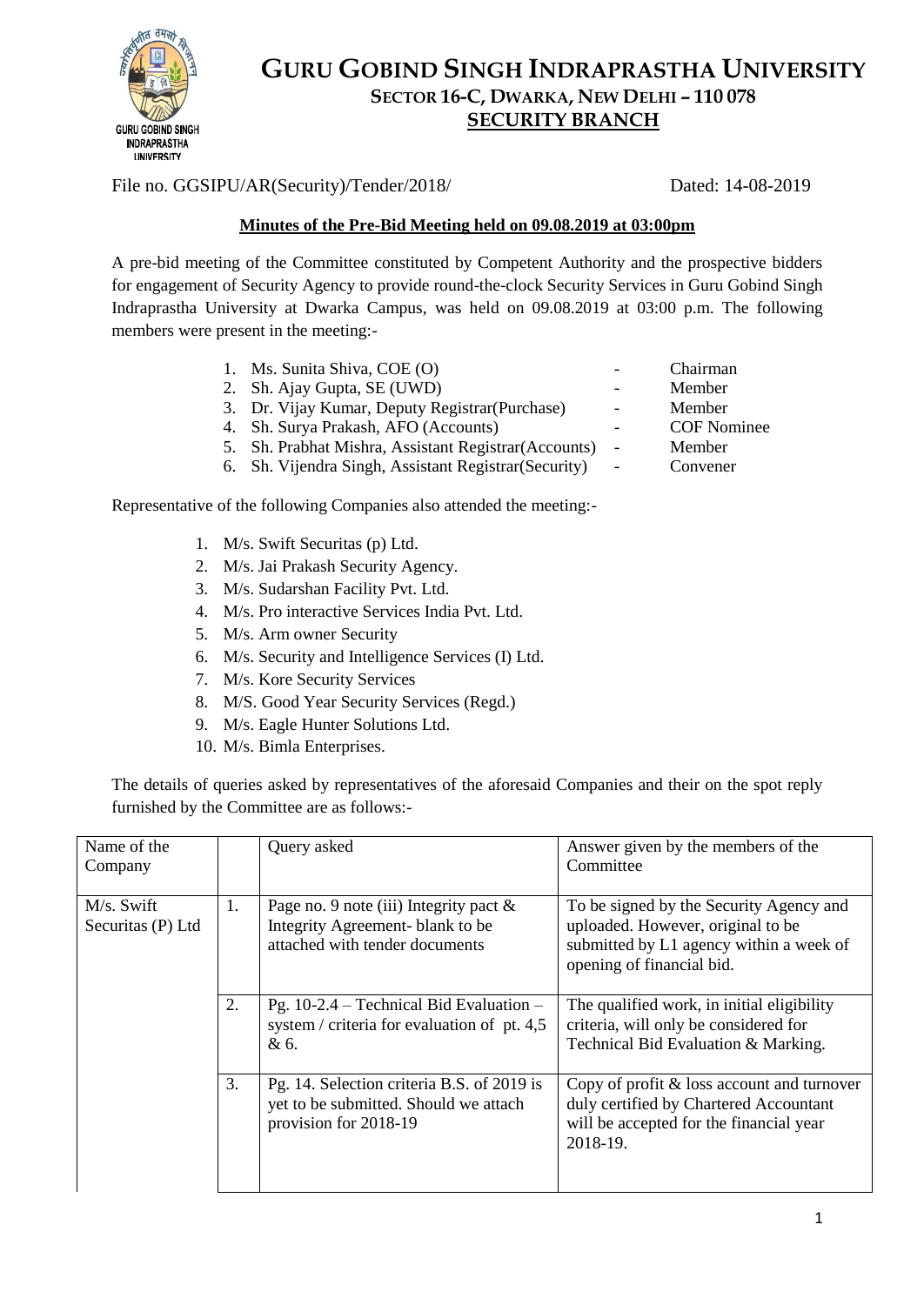# GURU GOBIND SINGH INDRAPRASTHA UNIVERSITY

## SECTOR 16-C, DWARKA, NEW DELHI – 110 078

## SECURITY BRANCH

File no. GGSIPU/AR(Security)/Tender/2018/ Dated: 14-08-2019

**Minutes of the Pre-Bid Meeting held on 09.08.2019 at 03:00pm**

A pre-bid meeting of the Committee constituted by Competent Authority and the prospective bidders for engagement of Security Agency to provide round-the-clock Security Services in Guru Gobind Singh Indraprastha University at Dwarka Campus, was held on 09.08.2019 at 03:00 p.m. The following members were present in the meeting:-

1. Ms. Sunita Shiva, COE (O) - Chairman
2. Sh. Ajay Gupta, SE (UWD) - Member
3. Dr. Vijay Kumar, Deputy Registrar(Purchase) - Member
4. Sh. Surya Prakash, AFO (Accounts) - COF Nominee
5. Sh. Prabhat Mishra, Assistant Registrar(Accounts) - Member
6. Sh. Vijendra Singh, Assistant Registrar(Security) - Convener

Representative of the following Companies also attended the meeting:-

1. M/s. Swift Securitas (p) Ltd.
2. M/s. Jai Prakash Security Agency.
3. M/s. Sudarshan Facility Pvt. Ltd.
4. M/s. Pro interactive Services India Pvt. Ltd.
5. M/s. Arm owner Security
6. M/s. Security and Intelligence Services (I) Ltd.
7. M/s. Kore Security Services
8. M/S. Good Year Security Services (Regd.)
9. M/s. Eagle Hunter Solutions Ltd.
10. M/s. Bimla Enterprises.

The details of queries asked by representatives of the aforesaid Companies and their on the spot reply furnished by the Committee are as follows:-

| Name of the Company | | Query asked | Answer given by the members of the Committee |
|---|---|---|---|
| M/s. Swift Securitas (P) Ltd | 1. | Page no. 9 note (iii) Integrity pact & Integrity Agreement- blank to be attached with tender documents | To be signed by the Security Agency and uploaded. However, original to be submitted by L1 agency within a week of opening of financial bid. |
| | 2. | Pg. 10-2.4 – Technical Bid Evaluation – system / criteria for evaluation of pt. 4,5 & 6. | The qualified work, in initial eligibility criteria, will only be considered for Technical Bid Evaluation & Marking. |
| | 3. | Pg. 14. Selection criteria B.S. of 2019 is yet to be submitted. Should we attach provision for 2018-19 | Copy of profit & loss account and turnover duly certified by Chartered Accountant will be accepted for the financial year 2018-19. |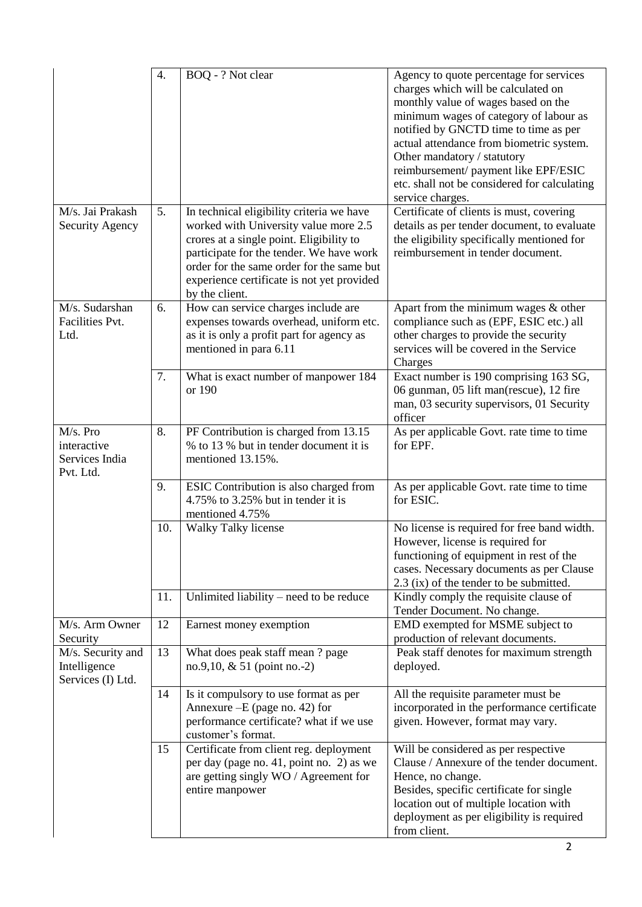| | | | |
|---|---|---|---|
| | 4. | BOQ - ? Not clear | Agency to quote percentage for services charges which will be calculated on monthly value of wages based on the minimum wages of category of labour as notified by GNCTD time to time as per actual attendance from biometric system. Other mandatory / statutory reimbursement/ payment like EPF/ESIC etc. shall not be considered for calculating service charges. |
| M/s. Jai Prakash Security Agency | 5. | In technical eligibility criteria we have worked with University value more 2.5 crores at a single point. Eligibility to participate for the tender. We have work order for the same order for the same but experience certificate is not yet provided by the client. | Certificate of clients is must, covering details as per tender document, to evaluate the eligibility specifically mentioned for reimbursement in tender document. |
| M/s. Sudarshan Facilities Pvt. Ltd. | 6. | How can service charges include are expenses towards overhead, uniform etc. as it is only a profit part for agency as mentioned in para 6.11 | Apart from the minimum wages & other compliance such as (EPF, ESIC etc.) all other charges to provide the security services will be covered in the Service Charges |
| | 7. | What is exact number of manpower 184 or 190 | Exact number is 190 comprising 163 SG, 06 gunman, 05 lift man(rescue), 12 fire man, 03 security supervisors, 01 Security officer |
| M/s. Pro interactive Services India Pvt. Ltd. | 8. | PF Contribution is charged from 13.15 % to 13 % but in tender document it is mentioned 13.15%. | As per applicable Govt. rate time to time for EPF. |
| | 9. | ESIC Contribution is also charged from 4.75% to 3.25% but in tender it is mentioned 4.75% | As per applicable Govt. rate time to time for ESIC. |
| | 10. | Walky Talky license | No license is required for free band width. However, license is required for functioning of equipment in rest of the cases. Necessary documents as per Clause 2.3 (ix) of the tender to be submitted. |
| | 11. | Unlimited liability – need to be reduce | Kindly comply the requisite clause of Tender Document. No change. |
| M/s. Arm Owner Security | 12 | Earnest money exemption | EMD exempted for MSME subject to production of relevant documents. |
| M/s. Security and Intelligence Services (I) Ltd. | 13 | What does peak staff mean ? page no.9,10, & 51 (point no.-2) | Peak staff denotes for maximum strength deployed. |
| | 14 | Is it compulsory to use format as per Annexure –E (page no. 42) for performance certificate? what if we use customer's format. | All the requisite parameter must be incorporated in the performance certificate given. However, format may vary. |
| | 15 | Certificate from client reg. deployment per day (page no. 41, point no. 2) as we are getting singly WO / Agreement for entire manpower | Will be considered as per respective Clause / Annexure of the tender document. Hence, no change. Besides, specific certificate for single location out of multiple location with deployment as per eligibility is required from client. |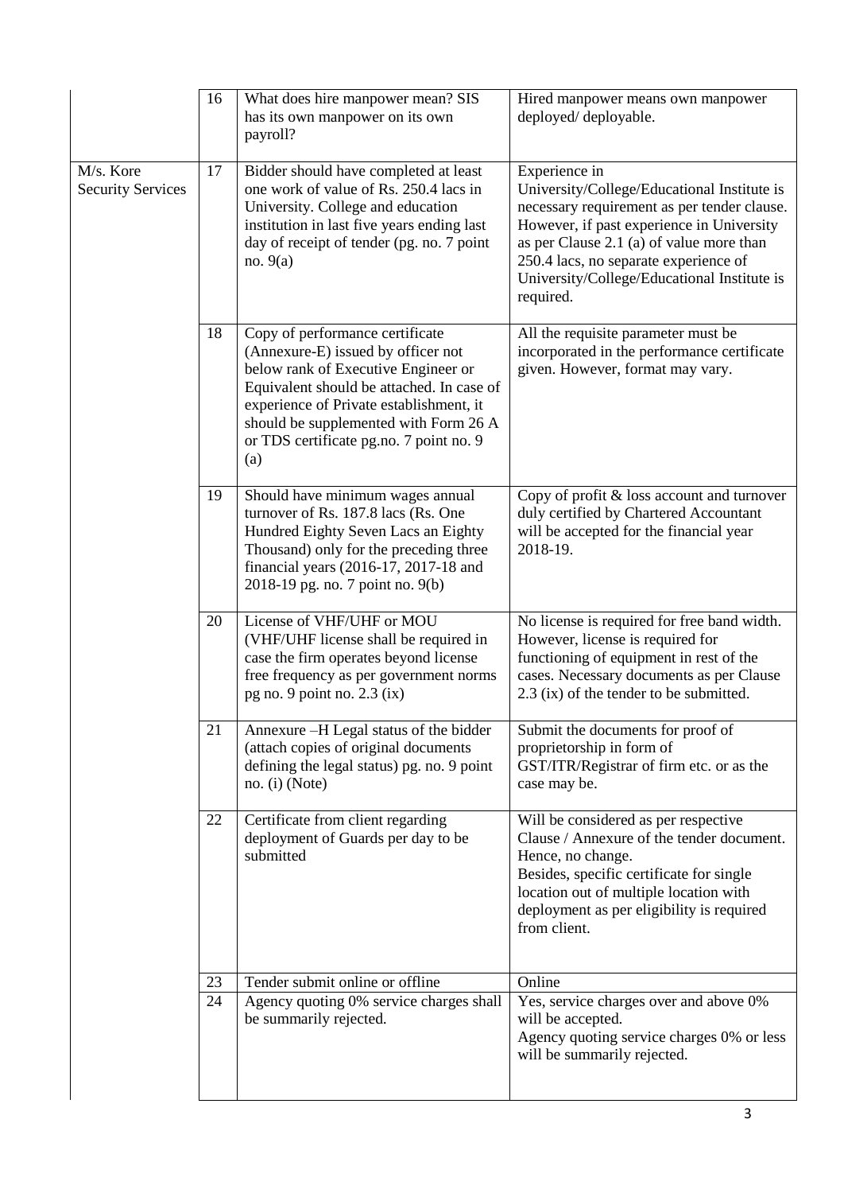| | | | |
|---|---|---|---|
| | 16 | What does hire manpower mean? SIS has its own manpower on its own payroll? | Hired manpower means own manpower deployed/ deployable. |
| M/s. Kore Security Services | 17 | Bidder should have completed at least one work of value of Rs. 250.4 lacs in University. College and education institution in last five years ending last day of receipt of tender (pg. no. 7 point no. 9(a) | Experience in University/College/Educational Institute is necessary requirement as per tender clause. However, if past experience in University as per Clause 2.1 (a) of value more than 250.4 lacs, no separate experience of University/College/Educational Institute is required. |
| | 18 | Copy of performance certificate (Annexure-E) issued by officer not below rank of Executive Engineer or Equivalent should be attached. In case of experience of Private establishment, it should be supplemented with Form 26 A or TDS certificate pg.no. 7 point no. 9 (a) | All the requisite parameter must be incorporated in the performance certificate given. However, format may vary. |
| | 19 | Should have minimum wages annual turnover of Rs. 187.8 lacs (Rs. One Hundred Eighty Seven Lacs an Eighty Thousand) only for the preceding three financial years (2016-17, 2017-18 and 2018-19 pg. no. 7 point no. 9(b) | Copy of profit & loss account and turnover duly certified by Chartered Accountant will be accepted for the financial year 2018-19. |
| | 20 | License of VHF/UHF or MOU (VHF/UHF license shall be required in case the firm operates beyond license free frequency as per government norms pg no. 9 point no. 2.3 (ix) | No license is required for free band width. However, license is required for functioning of equipment in rest of the cases. Necessary documents as per Clause 2.3 (ix) of the tender to be submitted. |
| | 21 | Annexure –H Legal status of the bidder (attach copies of original documents defining the legal status) pg. no. 9 point no. (i) (Note) | Submit the documents for proof of proprietorship in form of GST/ITR/Registrar of firm etc. or as the case may be. |
| | 22 | Certificate from client regarding deployment of Guards per day to be submitted | Will be considered as per respective Clause / Annexure of the tender document. Hence, no change.<br>Besides, specific certificate for single location out of multiple location with deployment as per eligibility is required from client. |
| | 23 | Tender submit online or offline | Online |
| | 24 | Agency quoting 0% service charges shall be summarily rejected. | Yes, service charges over and above 0% will be accepted.<br>Agency quoting service charges 0% or less will be summarily rejected. |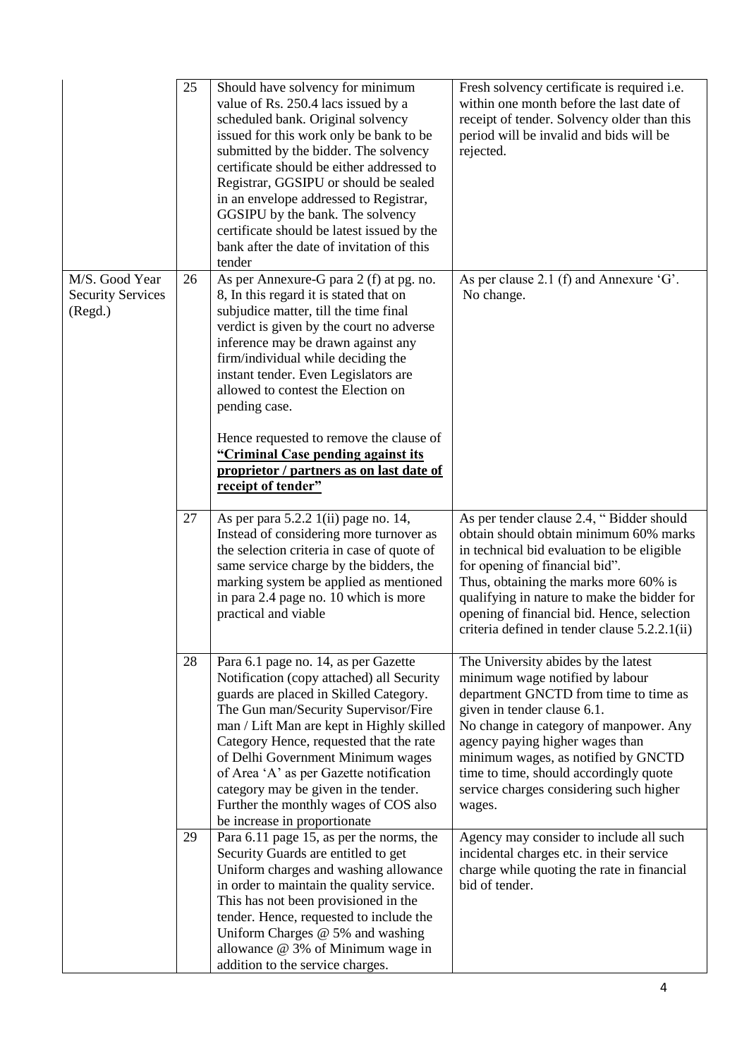| | | | |
|---|---|---|---|
| | 25 | Should have solvency for minimum value of Rs. 250.4 lacs issued by a scheduled bank. Original solvency issued for this work only be bank to be submitted by the bidder. The solvency certificate should be either addressed to Registrar, GGSIPU or should be sealed in an envelope addressed to Registrar, GGSIPU by the bank. The solvency certificate should be latest issued by the bank after the date of invitation of this tender | Fresh solvency certificate is required i.e. within one month before the last date of receipt of tender. Solvency older than this period will be invalid and bids will be rejected. |
| M/S. Good Year Security Services (Regd.) | 26 | As per Annexure-G para 2 (f) at pg. no. 8, In this regard it is stated that on subjudice matter, till the time final verdict is given by the court no adverse inference may be drawn against any firm/individual while deciding the instant tender. Even Legislators are allowed to contest the Election on pending case.<br><br>Hence requested to remove the clause of **<u>"Criminal Case pending against its proprietor / partners as on last date of receipt of tender"</u>** | As per clause 2.1 (f) and Annexure 'G'. No change. |
| | 27 | As per para 5.2.2 1(ii) page no. 14, Instead of considering more turnover as the selection criteria in case of quote of same service charge by the bidders, the marking system be applied as mentioned in para 2.4 page no. 10 which is more practical and viable | As per tender clause 2.4, " Bidder should obtain should obtain minimum 60% marks in technical bid evaluation to be eligible for opening of financial bid".<br>Thus, obtaining the marks more 60% is qualifying in nature to make the bidder for opening of financial bid. Hence, selection criteria defined in tender clause 5.2.2.1(ii) |
| | 28 | Para 6.1 page no. 14, as per Gazette Notification (copy attached) all Security guards are placed in Skilled Category. The Gun man/Security Supervisor/Fire man / Lift Man are kept in Highly skilled Category Hence, requested that the rate of Delhi Government Minimum wages of Area 'A' as per Gazette notification category may be given in the tender. Further the monthly wages of COS also be increase in proportionate | The University abides by the latest minimum wage notified by labour department GNCTD from time to time as given in tender clause 6.1.<br>No change in category of manpower. Any agency paying higher wages than minimum wages, as notified by GNCTD time to time, should accordingly quote service charges considering such higher wages. |
| | 29 | Para 6.11 page 15, as per the norms, the Security Guards are entitled to get Uniform charges and washing allowance in order to maintain the quality service. This has not been provisioned in the tender. Hence, requested to include the Uniform Charges @ 5% and washing allowance @ 3% of Minimum wage in addition to the service charges. | Agency may consider to include all such incidental charges etc. in their service charge while quoting the rate in financial bid of tender. |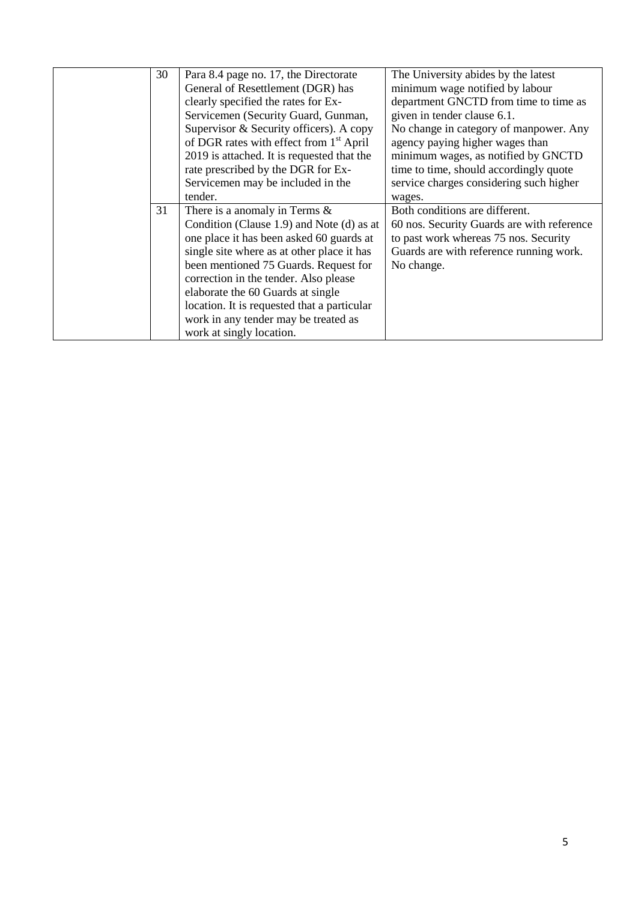| | | | |
|---|---|---|---|
| | 30 | Para 8.4 page no. 17, the Directorate General of Resettlement (DGR) has clearly specified the rates for Ex-Servicemen (Security Guard, Gunman, Supervisor & Security officers). A copy of DGR rates with effect from 1st April 2019 is attached. It is requested that the rate prescribed by the DGR for Ex-Servicemen may be included in the tender. | The University abides by the latest minimum wage notified by labour department GNCTD from time to time as given in tender clause 6.1. No change in category of manpower. Any agency paying higher wages than minimum wages, as notified by GNCTD time to time, should accordingly quote service charges considering such higher wages. |
| | 31 | There is a anomaly in Terms & Condition (Clause 1.9) and Note (d) as at one place it has been asked 60 guards at single site where as at other place it has been mentioned 75 Guards. Request for correction in the tender. Also please elaborate the 60 Guards at single location. It is requested that a particular work in any tender may be treated as work at singly location. | Both conditions are different. 60 nos. Security Guards are with reference to past work whereas 75 nos. Security Guards are with reference running work. No change. |